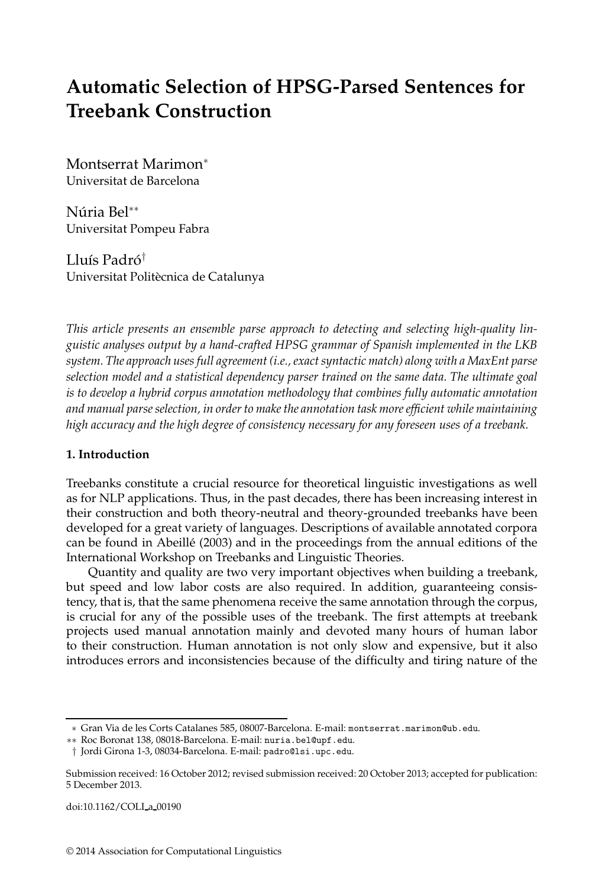# Automatic Selection of HPSG-Parsed Sentences for Treebank Construction

Montserrat Marimon[*]
Universitat de Barcelona

Núria Bel[**]
Universitat Pompeu Fabra

Lluís Padró[†]
Universitat Politècnica de Catalunya

*This article presents an ensemble parse approach to detecting and selecting high-quality linguistic analyses output by a hand-crafted HPSG grammar of Spanish implemented in the LKB system. The approach uses full agreement (i.e., exact syntactic match) along with a MaxEnt parse selection model and a statistical dependency parser trained on the same data. The ultimate goal is to develop a hybrid corpus annotation methodology that combines fully automatic annotation and manual parse selection, in order to make the annotation task more efficient while maintaining high accuracy and the high degree of consistency necessary for any foreseen uses of a treebank.*

## 1. Introduction

Treebanks constitute a crucial resource for theoretical linguistic investigations as well as for NLP applications. Thus, in the past decades, there has been increasing interest in their construction and both theory-neutral and theory-grounded treebanks have been developed for a great variety of languages. Descriptions of available annotated corpora can be found in Abeillé (2003) and in the proceedings from the annual editions of the International Workshop on Treebanks and Linguistic Theories.

Quantity and quality are two very important objectives when building a treebank, but speed and low labor costs are also required. In addition, guaranteeing consistency, that is, that the same phenomena receive the same annotation through the corpus, is crucial for any of the possible uses of the treebank. The first attempts at treebank projects used manual annotation mainly and devoted many hours of human labor to their construction. Human annotation is not only slow and expensive, but it also introduces errors and inconsistencies because of the difficulty and tiring nature of the

---

[*] Gran Via de les Corts Catalanes 585, 08007-Barcelona. E-mail: montserrat.marimon@ub.edu.

[**] Roc Boronat 138, 08018-Barcelona. E-mail: nuria.bel@upf.edu.

[†] Jordi Girona 1-3, 08034-Barcelona. E-mail: padro@lsi.upc.edu.

Submission received: 16 October 2012; revised submission received: 20 October 2013; accepted for publication: 5 December 2013.

doi:10.1162/COLI_a_00190

© 2014 Association for Computational Linguistics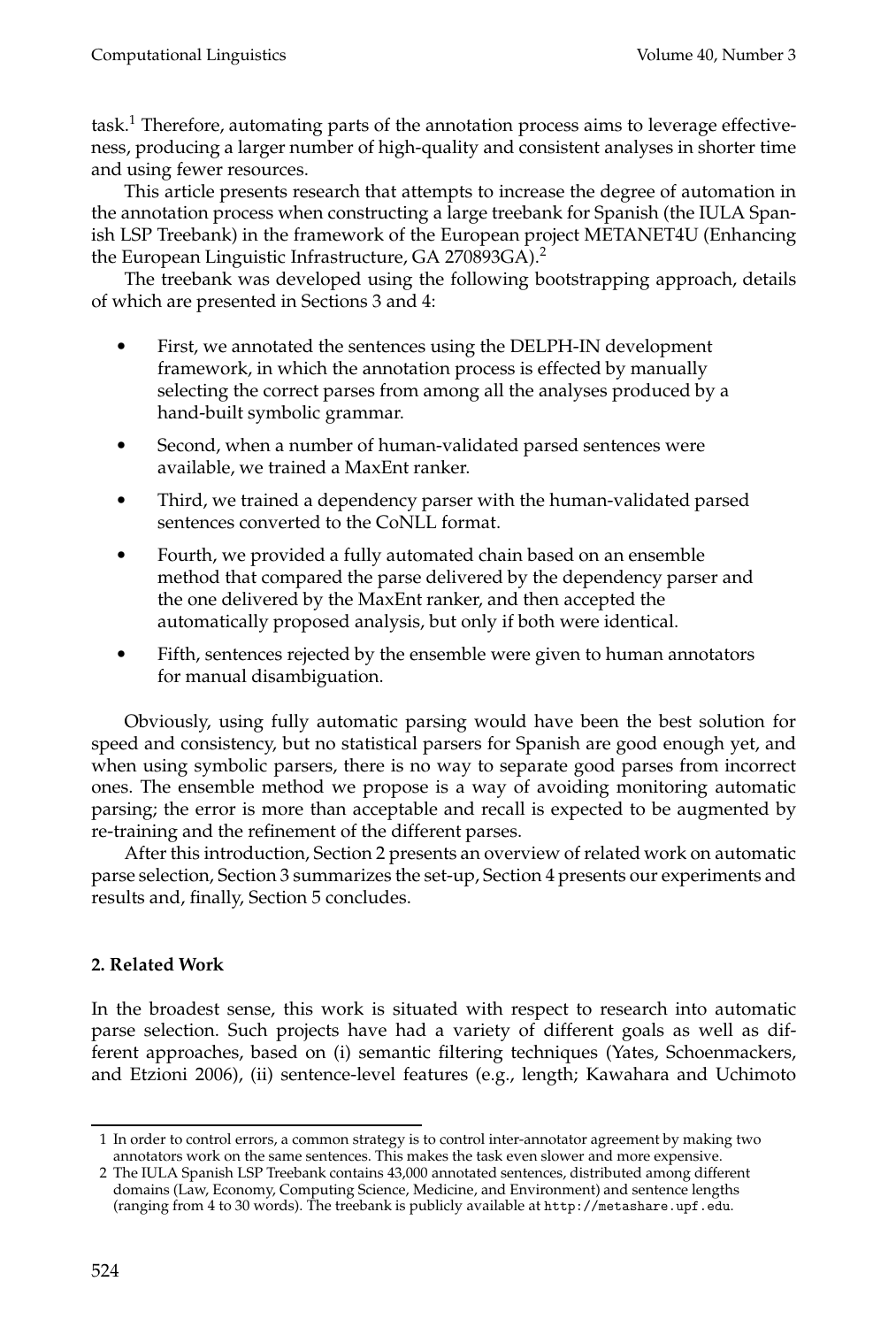task.[1] Therefore, automating parts of the annotation process aims to leverage effectiveness, producing a larger number of high-quality and consistent analyses in shorter time and using fewer resources.

This article presents research that attempts to increase the degree of automation in the annotation process when constructing a large treebank for Spanish (the IULA Spanish LSP Treebank) in the framework of the European project METANET4U (Enhancing the European Linguistic Infrastructure, GA 270893GA).[2]

The treebank was developed using the following bootstrapping approach, details of which are presented in Sections 3 and 4:

- First, we annotated the sentences using the DELPH-IN development framework, in which the annotation process is effected by manually selecting the correct parses from among all the analyses produced by a hand-built symbolic grammar.
- Second, when a number of human-validated parsed sentences were available, we trained a MaxEnt ranker.
- Third, we trained a dependency parser with the human-validated parsed sentences converted to the CoNLL format.
- Fourth, we provided a fully automated chain based on an ensemble method that compared the parse delivered by the dependency parser and the one delivered by the MaxEnt ranker, and then accepted the automatically proposed analysis, but only if both were identical.
- Fifth, sentences rejected by the ensemble were given to human annotators for manual disambiguation.

Obviously, using fully automatic parsing would have been the best solution for speed and consistency, but no statistical parsers for Spanish are good enough yet, and when using symbolic parsers, there is no way to separate good parses from incorrect ones. The ensemble method we propose is a way of avoiding monitoring automatic parsing; the error is more than acceptable and recall is expected to be augmented by re-training and the refinement of the different parses.

After this introduction, Section 2 presents an overview of related work on automatic parse selection, Section 3 summarizes the set-up, Section 4 presents our experiments and results and, finally, Section 5 concludes.

## 2. Related Work

In the broadest sense, this work is situated with respect to research into automatic parse selection. Such projects have had a variety of different goals as well as different approaches, based on (i) semantic filtering techniques (Yates, Schoenmackers, and Etzioni 2006), (ii) sentence-level features (e.g., length; Kawahara and Uchimoto

---

[1] In order to control errors, a common strategy is to control inter-annotator agreement by making two annotators work on the same sentences. This makes the task even slower and more expensive.

[2] The IULA Spanish LSP Treebank contains 43,000 annotated sentences, distributed among different domains (Law, Economy, Computing Science, Medicine, and Environment) and sentence lengths (ranging from 4 to 30 words). The treebank is publicly available at http://metashare.upf.edu.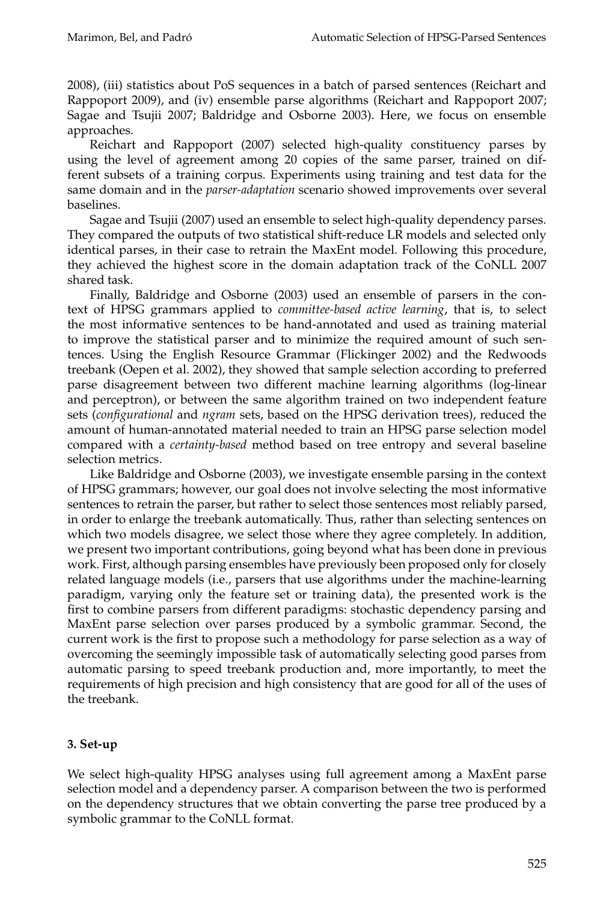2008), (iii) statistics about PoS sequences in a batch of parsed sentences (Reichart and Rappoport 2009), and (iv) ensemble parse algorithms (Reichart and Rappoport 2007; Sagae and Tsujii 2007; Baldridge and Osborne 2003). Here, we focus on ensemble approaches.

Reichart and Rappoport (2007) selected high-quality constituency parses by using the level of agreement among 20 copies of the same parser, trained on different subsets of a training corpus. Experiments using training and test data for the same domain and in the *parser-adaptation* scenario showed improvements over several baselines.

Sagae and Tsujii (2007) used an ensemble to select high-quality dependency parses. They compared the outputs of two statistical shift-reduce LR models and selected only identical parses, in their case to retrain the MaxEnt model. Following this procedure, they achieved the highest score in the domain adaptation track of the CoNLL 2007 shared task.

Finally, Baldridge and Osborne (2003) used an ensemble of parsers in the context of HPSG grammars applied to *committee-based active learning*, that is, to select the most informative sentences to be hand-annotated and used as training material to improve the statistical parser and to minimize the required amount of such sentences. Using the English Resource Grammar (Flickinger 2002) and the Redwoods treebank (Oepen et al. 2002), they showed that sample selection according to preferred parse disagreement between two different machine learning algorithms (log-linear and perceptron), or between the same algorithm trained on two independent feature sets (*configurational* and *ngram* sets, based on the HPSG derivation trees), reduced the amount of human-annotated material needed to train an HPSG parse selection model compared with a *certainty-based* method based on tree entropy and several baseline selection metrics.

Like Baldridge and Osborne (2003), we investigate ensemble parsing in the context of HPSG grammars; however, our goal does not involve selecting the most informative sentences to retrain the parser, but rather to select those sentences most reliably parsed, in order to enlarge the treebank automatically. Thus, rather than selecting sentences on which two models disagree, we select those where they agree completely. In addition, we present two important contributions, going beyond what has been done in previous work. First, although parsing ensembles have previously been proposed only for closely related language models (i.e., parsers that use algorithms under the machine-learning paradigm, varying only the feature set or training data), the presented work is the first to combine parsers from different paradigms: stochastic dependency parsing and MaxEnt parse selection over parses produced by a symbolic grammar. Second, the current work is the first to propose such a methodology for parse selection as a way of overcoming the seemingly impossible task of automatically selecting good parses from automatic parsing to speed treebank production and, more importantly, to meet the requirements of high precision and high consistency that are good for all of the uses of the treebank.

## 3. Set-up

We select high-quality HPSG analyses using full agreement among a MaxEnt parse selection model and a dependency parser. A comparison between the two is performed on the dependency structures that we obtain converting the parse tree produced by a symbolic grammar to the CoNLL format.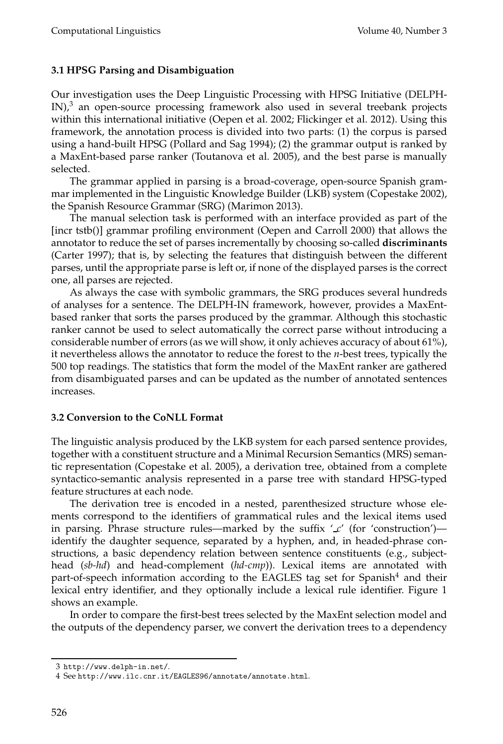### 3.1 HPSG Parsing and Disambiguation

Our investigation uses the Deep Linguistic Processing with HPSG Initiative (DELPH-IN),[3] an open-source processing framework also used in several treebank projects within this international initiative (Oepen et al. 2002; Flickinger et al. 2012). Using this framework, the annotation process is divided into two parts: (1) the corpus is parsed using a hand-built HPSG (Pollard and Sag 1994); (2) the grammar output is ranked by a MaxEnt-based parse ranker (Toutanova et al. 2005), and the best parse is manually selected.

The grammar applied in parsing is a broad-coverage, open-source Spanish grammar implemented in the Linguistic Knowledge Builder (LKB) system (Copestake 2002), the Spanish Resource Grammar (SRG) (Marimon 2013).

The manual selection task is performed with an interface provided as part of the [incr tstb()] grammar profiling environment (Oepen and Carroll 2000) that allows the annotator to reduce the set of parses incrementally by choosing so-called **discriminants** (Carter 1997); that is, by selecting the features that distinguish between the different parses, until the appropriate parse is left or, if none of the displayed parses is the correct one, all parses are rejected.

As always the case with symbolic grammars, the SRG produces several hundreds of analyses for a sentence. The DELPH-IN framework, however, provides a MaxEnt-based ranker that sorts the parses produced by the grammar. Although this stochastic ranker cannot be used to select automatically the correct parse without introducing a considerable number of errors (as we will show, it only achieves accuracy of about 61%), it nevertheless allows the annotator to reduce the forest to the *n*-best trees, typically the 500 top readings. The statistics that form the model of the MaxEnt ranker are gathered from disambiguated parses and can be updated as the number of annotated sentences increases.

### 3.2 Conversion to the CoNLL Format

The linguistic analysis produced by the LKB system for each parsed sentence provides, together with a constituent structure and a Minimal Recursion Semantics (MRS) semantic representation (Copestake et al. 2005), a derivation tree, obtained from a complete syntactico-semantic analysis represented in a parse tree with standard HPSG-typed feature structures at each node.

The derivation tree is encoded in a nested, parenthesized structure whose elements correspond to the identifiers of grammatical rules and the lexical items used in parsing. Phrase structure rules—marked by the suffix '_c' (for 'construction')—identify the daughter sequence, separated by a hyphen, and, in headed-phrase constructions, a basic dependency relation between sentence constituents (e.g., subject-head (*sb-hd*) and head-complement (*hd-cmp*)). Lexical items are annotated with part-of-speech information according to the EAGLES tag set for Spanish[4] and their lexical entry identifier, and they optionally include a lexical rule identifier. Figure 1 shows an example.

In order to compare the first-best trees selected by the MaxEnt selection model and the outputs of the dependency parser, we convert the derivation trees to a dependency

---

3 http://www.delph-in.net/.

4 See http://www.ilc.cnr.it/EAGLES96/annotate/annotate.html.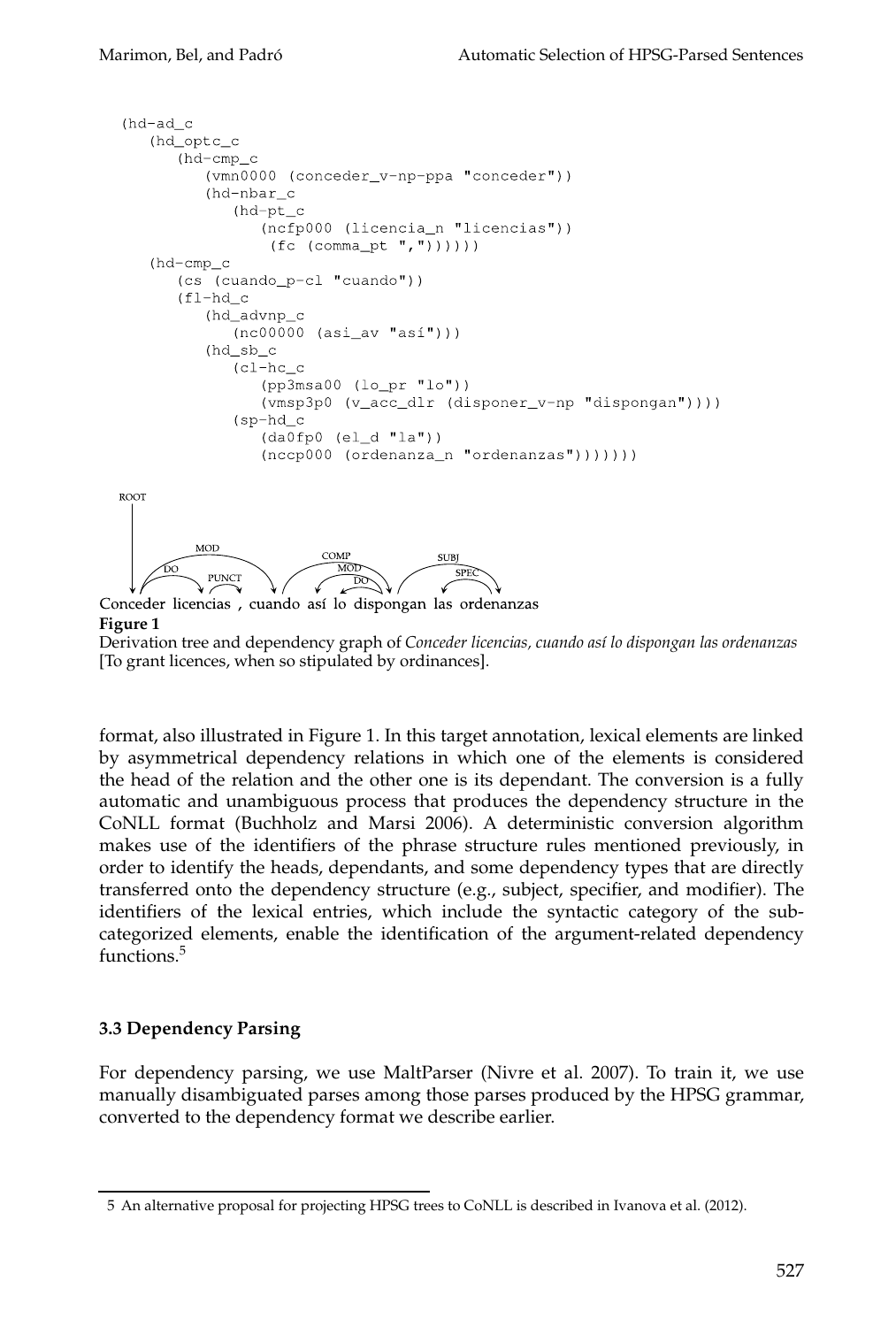```
(hd-ad_c
   (hd_optc_c
      (hd-cmp_c
         (vmn0000 (conceder_v-np-ppa "conceder"))
         (hd-nbar_c
            (hd-pt_c
               (ncfp000 (licencia_n "licencias"))
                (fc (comma_pt ","))))))
   (hd-cmp_c
      (cs (cuando_p-cl "cuando"))
      (fl-hd_c
         (hd_advnp_c
            (nc00000 (asi_av "así")))
         (hd_sb_c
            (cl-hc_c
               (pp3msa00 (lo_pr "lo"))
               (vmsp3p0 (v_acc_dlr (disponer_v-np "dispongan"))))
            (sp-hd_c
               (da0fp0 (el_d "la"))
               (nccp000 (ordenanza_n "ordenanzas")))))))
```

ROOT

MOD, DO, PUNCT, COMP, MOD, DO, SUBJ, SPEC

Conceder licencias , cuando así lo dispongan las ordenanzas

**Figure 1**
Derivation tree and dependency graph of *Conceder licencias, cuando así lo dispongan las ordenanzas* [To grant licences, when so stipulated by ordinances].

format, also illustrated in Figure 1. In this target annotation, lexical elements are linked by asymmetrical dependency relations in which one of the elements is considered the head of the relation and the other one is its dependant. The conversion is a fully automatic and unambiguous process that produces the dependency structure in the CoNLL format (Buchholz and Marsi 2006). A deterministic conversion algorithm makes use of the identifiers of the phrase structure rules mentioned previously, in order to identify the heads, dependants, and some dependency types that are directly transferred onto the dependency structure (e.g., subject, specifier, and modifier). The identifiers of the lexical entries, which include the syntactic category of the subcategorized elements, enable the identification of the argument-related dependency functions.[5]

### 3.3 Dependency Parsing

For dependency parsing, we use MaltParser (Nivre et al. 2007). To train it, we use manually disambiguated parses among those parses produced by the HPSG grammar, converted to the dependency format we describe earlier.

---

5 An alternative proposal for projecting HPSG trees to CoNLL is described in Ivanova et al. (2012).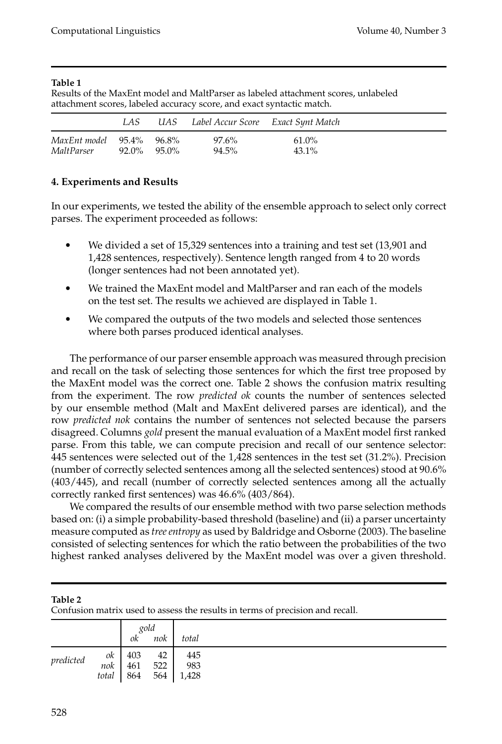**Table 1**
Results of the MaxEnt model and MaltParser as labeled attachment scores, unlabeled attachment scores, labeled accuracy score, and exact syntactic match.

| | *LAS* | *UAS* | *Label Accur Score* | *Exact Synt Match* |
|---|---|---|---|---|
| *MaxEnt model* | 95.4% | 96.8% | 97.6% | 61.0% |
| *MaltParser* | 92.0% | 95.0% | 94.5% | 43.1% |

## 4. Experiments and Results

In our experiments, we tested the ability of the ensemble approach to select only correct parses. The experiment proceeded as follows:

- We divided a set of 15,329 sentences into a training and test set (13,901 and 1,428 sentences, respectively). Sentence length ranged from 4 to 20 words (longer sentences had not been annotated yet).
- We trained the MaxEnt model and MaltParser and ran each of the models on the test set. The results we achieved are displayed in Table 1.
- We compared the outputs of the two models and selected those sentences where both parses produced identical analyses.

The performance of our parser ensemble approach was measured through precision and recall on the task of selecting those sentences for which the first tree proposed by the MaxEnt model was the correct one. Table 2 shows the confusion matrix resulting from the experiment. The row *predicted ok* counts the number of sentences selected by our ensemble method (Malt and MaxEnt delivered parses are identical), and the row *predicted nok* contains the number of sentences not selected because the parsers disagreed. Columns *gold* present the manual evaluation of a MaxEnt model first ranked parse. From this table, we can compute precision and recall of our sentence selector: 445 sentences were selected out of the 1,428 sentences in the test set (31.2%). Precision (number of correctly selected sentences among all the selected sentences) stood at 90.6% (403/445), and recall (number of correctly selected sentences among all the actually correctly ranked first sentences) was 46.6% (403/864).

We compared the results of our ensemble method with two parse selection methods based on: (i) a simple probability-based threshold (baseline) and (ii) a parser uncertainty measure computed as *tree entropy* as used by Baldridge and Osborne (2003). The baseline consisted of selecting sentences for which the ratio between the probabilities of the two highest ranked analyses delivered by the MaxEnt model was over a given threshold.

**Table 2**
Confusion matrix used to assess the results in terms of precision and recall.

| | | *gold* | | |
|---|---|---|---|---|
| | | *ok* | *nok* | *total* |
| *predicted* | *ok* | 403 | 42 | 445 |
| | *nok* | 461 | 522 | 983 |
| | *total* | 864 | 564 | 1,428 |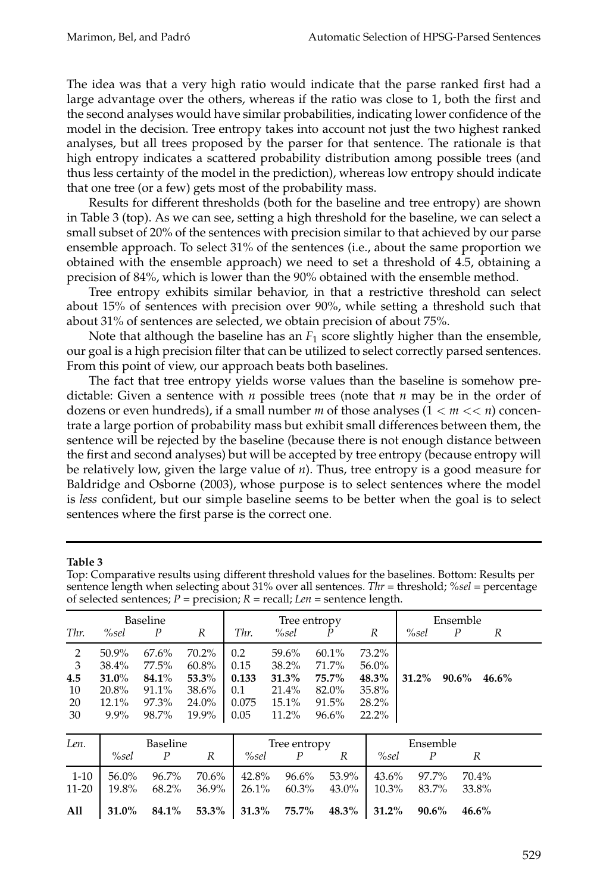The idea was that a very high ratio would indicate that the parse ranked first had a large advantage over the others, whereas if the ratio was close to 1, both the first and the second analyses would have similar probabilities, indicating lower confidence of the model in the decision. Tree entropy takes into account not just the two highest ranked analyses, but all trees proposed by the parser for that sentence. The rationale is that high entropy indicates a scattered probability distribution among possible trees (and thus less certainty of the model in the prediction), whereas low entropy should indicate that one tree (or a few) gets most of the probability mass.

Results for different thresholds (both for the baseline and tree entropy) are shown in Table 3 (top). As we can see, setting a high threshold for the baseline, we can select a small subset of 20% of the sentences with precision similar to that achieved by our parse ensemble approach. To select 31% of the sentences (i.e., about the same proportion we obtained with the ensemble approach) we need to set a threshold of 4.5, obtaining a precision of 84%, which is lower than the 90% obtained with the ensemble method.

Tree entropy exhibits similar behavior, in that a restrictive threshold can select about 15% of sentences with precision over 90%, while setting a threshold such that about 31% of sentences are selected, we obtain precision of about 75%.

Note that although the baseline has an $F_1$ score slightly higher than the ensemble, our goal is a high precision filter that can be utilized to select correctly parsed sentences. From this point of view, our approach beats both baselines.

The fact that tree entropy yields worse values than the baseline is somehow predictable: Given a sentence with $n$ possible trees (note that $n$ may be in the order of dozens or even hundreds), if a small number $m$ of those analyses ($1 < m << n$) concentrate a large portion of probability mass but exhibit small differences between them, the sentence will be rejected by the baseline (because there is not enough distance between the first and second analyses) but will be accepted by tree entropy (because entropy will be relatively low, given the large value of $n$). Thus, tree entropy is a good measure for Baldridge and Osborne (2003), whose purpose is to select sentences where the model is *less* confident, but our simple baseline seems to be better when the goal is to select sentences where the first parse is the correct one.

**Table 3**
Top: Comparative results using different threshold values for the baselines. Bottom: Results per sentence length when selecting about 31% over all sentences. *Thr* = threshold; *%sel* = percentage of selected sentences; *P* = precision; *R* = recall; *Len* = sentence length.

| Baseline | | | | Tree entropy | | | | Ensemble | | |
|---|---|---|---|---|---|---|---|---|---|---|
| *Thr.* | *%sel* | *P* | *R* | *Thr.* | *%sel* | *P* | *R* | *%sel* | *P* | *R* |
| 2 | 50.9% | 67.6% | 70.2% | 0.2 | 59.6% | 60.1% | 73.2% | | | |
| 3 | 38.4% | 77.5% | 60.8% | 0.15 | 38.2% | 71.7% | 56.0% | | | |
| **4.5** | **31.0%** | **84.1%** | **53.3%** | **0.133** | **31.3%** | **75.7%** | **48.3%** | **31.2%** | **90.6%** | **46.6%** |
| 10 | 20.8% | 91.1% | 38.6% | 0.1 | 21.4% | 82.0% | 35.8% | | | |
| 20 | 12.1% | 97.3% | 24.0% | 0.075 | 15.1% | 91.5% | 28.2% | | | |
| 30 | 9.9% | 98.7% | 19.9% | 0.05 | 11.2% | 96.6% | 22.2% | | | |

| *Len.* | Baseline | | | Tree entropy | | | Ensemble | | |
|---|---|---|---|---|---|---|---|---|---|
| | *%sel* | *P* | *R* | *%sel* | *P* | *R* | *%sel* | *P* | *R* |
| 1-10 | 56.0% | 96.7% | 70.6% | 42.8% | 96.6% | 53.9% | 43.6% | 97.7% | 70.4% |
| 11-20 | 19.8% | 68.2% | 36.9% | 26.1% | 60.3% | 43.0% | 10.3% | 83.7% | 33.8% |
| **All** | **31.0%** | **84.1%** | **53.3%** | **31.3%** | **75.7%** | **48.3%** | **31.2%** | **90.6%** | **46.6%** |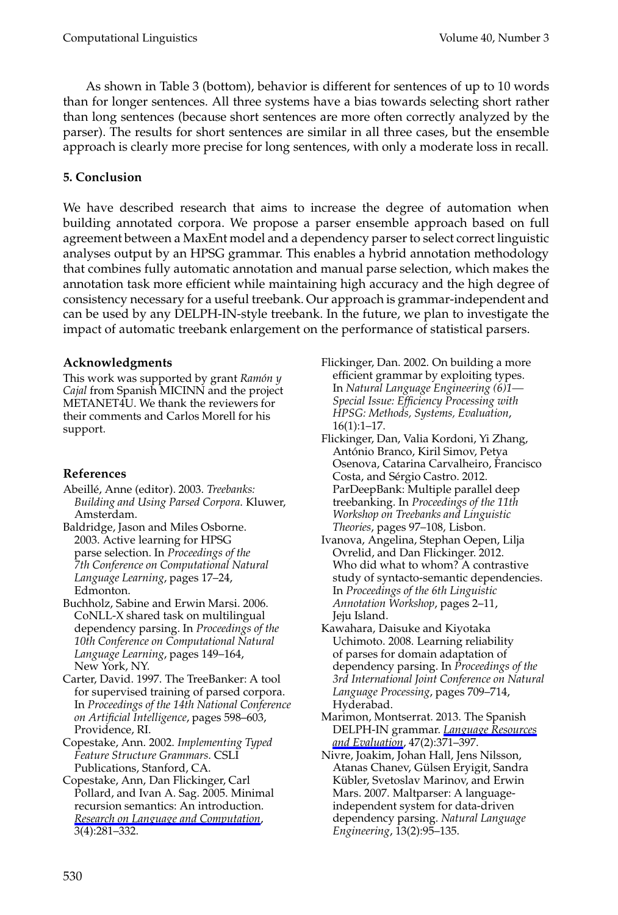As shown in Table 3 (bottom), behavior is different for sentences of up to 10 words than for longer sentences. All three systems have a bias towards selecting short rather than long sentences (because short sentences are more often correctly analyzed by the parser). The results for short sentences are similar in all three cases, but the ensemble approach is clearly more precise for long sentences, with only a moderate loss in recall.

## 5. Conclusion

We have described research that aims to increase the degree of automation when building annotated corpora. We propose a parser ensemble approach based on full agreement between a MaxEnt model and a dependency parser to select correct linguistic analyses output by an HPSG grammar. This enables a hybrid annotation methodology that combines fully automatic annotation and manual parse selection, which makes the annotation task more efficient while maintaining high accuracy and the high degree of consistency necessary for a useful treebank. Our approach is grammar-independent and can be used by any DELPH-IN-style treebank. In the future, we plan to investigate the impact of automatic treebank enlargement on the performance of statistical parsers.

### Acknowledgments

This work was supported by grant *Ramón y Cajal* from Spanish MICINN and the project METANET4U. We thank the reviewers for their comments and Carlos Morell for his support.

### References

Abeillé, Anne (editor). 2003. *Treebanks: Building and Using Parsed Corpora.* Kluwer, Amsterdam.

Baldridge, Jason and Miles Osborne. 2003. Active learning for HPSG parse selection. In *Proceedings of the 7th Conference on Computational Natural Language Learning*, pages 17–24, Edmonton.

Buchholz, Sabine and Erwin Marsi. 2006. CoNLL-X shared task on multilingual dependency parsing. In *Proceedings of the 10th Conference on Computational Natural Language Learning*, pages 149–164, New York, NY.

Carter, David. 1997. The TreeBanker: A tool for supervised training of parsed corpora. In *Proceedings of the 14th National Conference on Artificial Intelligence*, pages 598–603, Providence, RI.

Copestake, Ann. 2002. *Implementing Typed Feature Structure Grammars*. CSLI Publications, Stanford, CA.

Copestake, Ann, Dan Flickinger, Carl Pollard, and Ivan A. Sag. 2005. Minimal recursion semantics: An introduction. *Research on Language and Computation*, 3(4):281–332.

Flickinger, Dan. 2002. On building a more efficient grammar by exploiting types. In *Natural Language Engineering (6)1—Special Issue: Efficiency Processing with HPSG: Methods, Systems, Evaluation*, 16(1):1–17.

Flickinger, Dan, Valia Kordoni, Yi Zhang, António Branco, Kiril Simov, Petya Osenova, Catarina Carvalheiro, Francisco Costa, and Sérgio Castro. 2012. ParDeepBank: Multiple parallel deep treebanking. In *Proceedings of the 11th Workshop on Treebanks and Linguistic Theories*, pages 97–108, Lisbon.

Ivanova, Angelina, Stephan Oepen, Lilja Ovrelid, and Dan Flickinger. 2012. Who did what to whom? A contrastive study of syntacto-semantic dependencies. In *Proceedings of the 6th Linguistic Annotation Workshop*, pages 2–11, Jeju Island.

Kawahara, Daisuke and Kiyotaka Uchimoto. 2008. Learning reliability of parses for domain adaptation of dependency parsing. In *Proceedings of the 3rd International Joint Conference on Natural Language Processing*, pages 709–714, Hyderabad.

Marimon, Montserrat. 2013. The Spanish DELPH-IN grammar. *Language Resources and Evaluation*, 47(2):371–397.

Nivre, Joakim, Johan Hall, Jens Nilsson, Atanas Chanev, Gülsen Eryigit, Sandra Kübler, Svetoslav Marinov, and Erwin Mars. 2007. Maltparser: A language-independent system for data-driven dependency parsing. *Natural Language Engineering*, 13(2):95–135.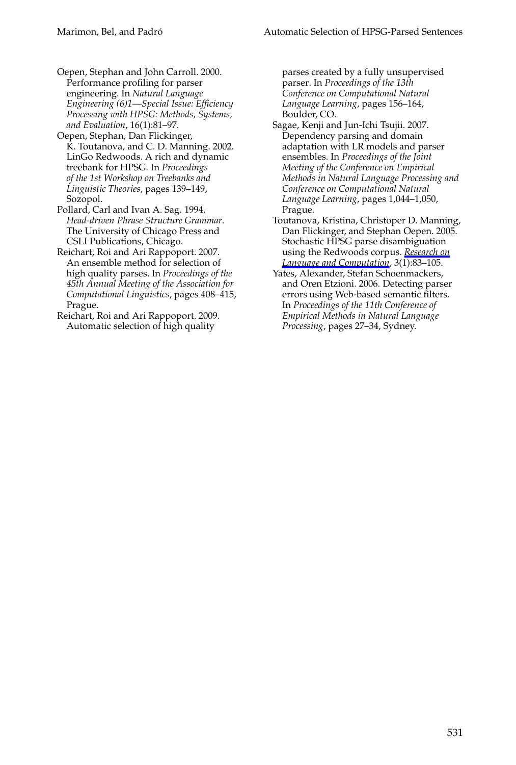Oepen, Stephan and John Carroll. 2000. Performance profiling for parser engineering. In *Natural Language Engineering (6)1—Special Issue: Efficiency Processing with HPSG: Methods, Systems, and Evaluation*, 16(1):81–97.

Oepen, Stephan, Dan Flickinger, K. Toutanova, and C. D. Manning. 2002. LinGo Redwoods. A rich and dynamic treebank for HPSG. In *Proceedings of the 1st Workshop on Treebanks and Linguistic Theories*, pages 139–149, Sozopol.

Pollard, Carl and Ivan A. Sag. 1994. *Head-driven Phrase Structure Grammar*. The University of Chicago Press and CSLI Publications, Chicago.

Reichart, Roi and Ari Rappoport. 2007. An ensemble method for selection of high quality parses. In *Proceedings of the 45th Annual Meeting of the Association for Computational Linguistics*, pages 408–415, Prague.

Reichart, Roi and Ari Rappoport. 2009. Automatic selection of high quality parses created by a fully unsupervised parser. In *Proceedings of the 13th Conference on Computational Natural Language Learning*, pages 156–164, Boulder, CO.

Sagae, Kenji and Jun-Ichi Tsujii. 2007. Dependency parsing and domain adaptation with LR models and parser ensembles. In *Proceedings of the Joint Meeting of the Conference on Empirical Methods in Natural Language Processing and Conference on Computational Natural Language Learning*, pages 1,044–1,050, Prague.

Toutanova, Kristina, Christoper D. Manning, Dan Flickinger, and Stephan Oepen. 2005. Stochastic HPSG parse disambiguation using the Redwoods corpus. *Research on Language and Computation*, 3(1):83–105.

Yates, Alexander, Stefan Schoenmackers, and Oren Etzioni. 2006. Detecting parser errors using Web-based semantic filters. In *Proceedings of the 11th Conference of Empirical Methods in Natural Language Processing*, pages 27–34, Sydney.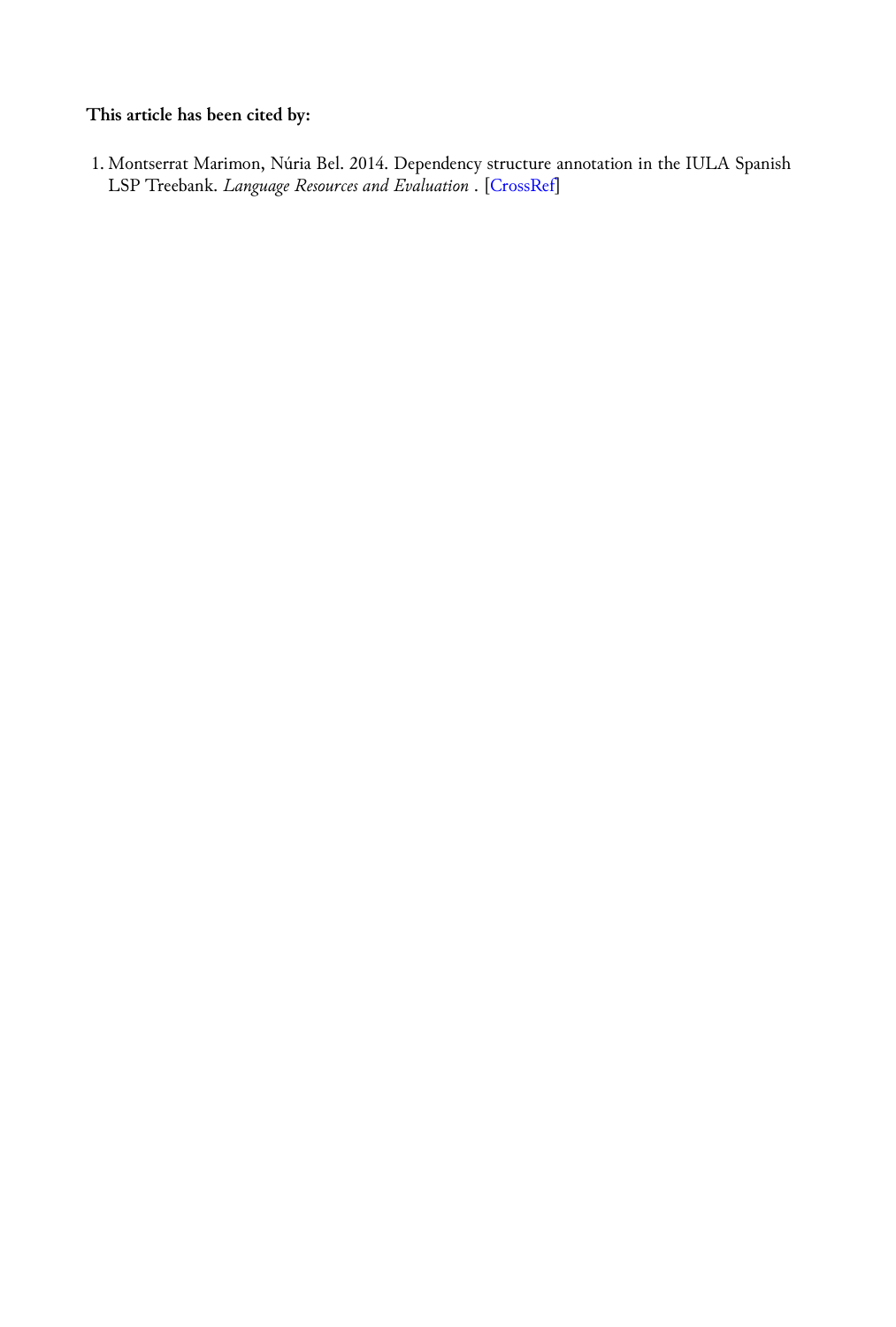**This article has been cited by:**

1. Montserrat Marimon, Núria Bel. 2014. Dependency structure annotation in the IULA Spanish LSP Treebank. *Language Resources and Evaluation* . [CrossRef]